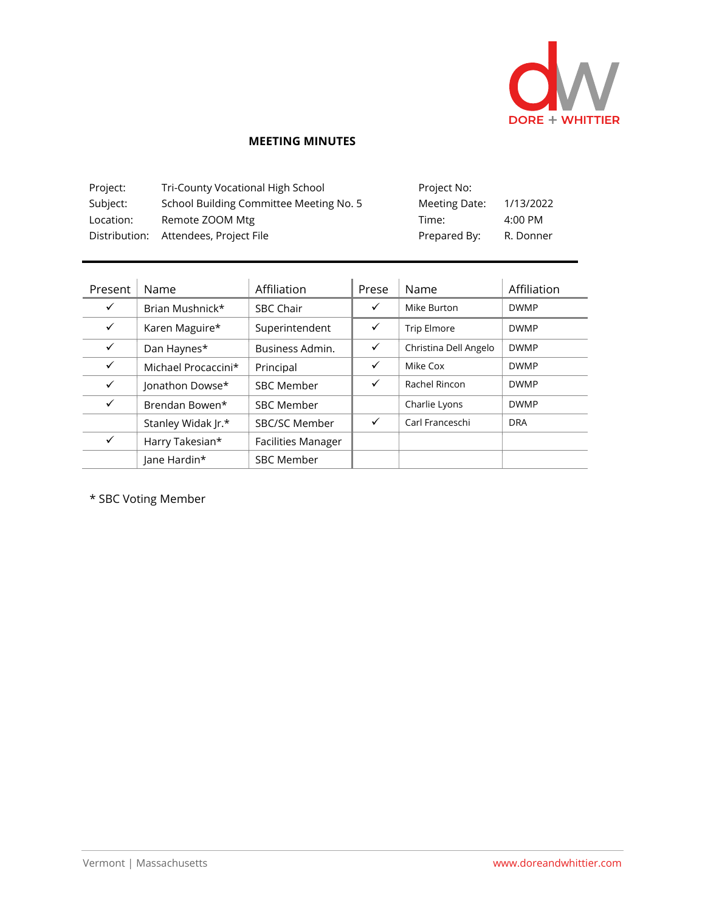DORE + WHITTIER

## MEETING MINUTES

| | | | |
|---|---|---|---|
| Project: | Tri-County Vocational High School | Project No: | |
| Subject: | School Building Committee Meeting No. 5 | Meeting Date: | 1/13/2022 |
| Location: | Remote ZOOM Mtg | Time: | 4:00 PM |
| Distribution: | Attendees, Project File | Prepared By: | R. Donner |

| Present | Name | Affiliation | Prese | Name | Affiliation |
|---|---|---|---|---|---|
| ✓ | Brian Mushnick* | SBC Chair | ✓ | Mike Burton | DWMP |
| ✓ | Karen Maguire* | Superintendent | ✓ | Trip Elmore | DWMP |
| ✓ | Dan Haynes* | Business Admin. | ✓ | Christina Dell Angelo | DWMP |
| ✓ | Michael Procaccini* | Principal | ✓ | Mike Cox | DWMP |
| ✓ | Jonathon Dowse* | SBC Member | ✓ | Rachel Rincon | DWMP |
| ✓ | Brendan Bowen* | SBC Member | | Charlie Lyons | DWMP |
| | Stanley Widak Jr.* | SBC/SC Member | ✓ | Carl Franceschi | DRA |
| ✓ | Harry Takesian* | Facilities Manager | | | |
| | Jane Hardin* | SBC Member | | | |

* SBC Voting Member

Vermont | Massachusetts www.doreandwhittier.com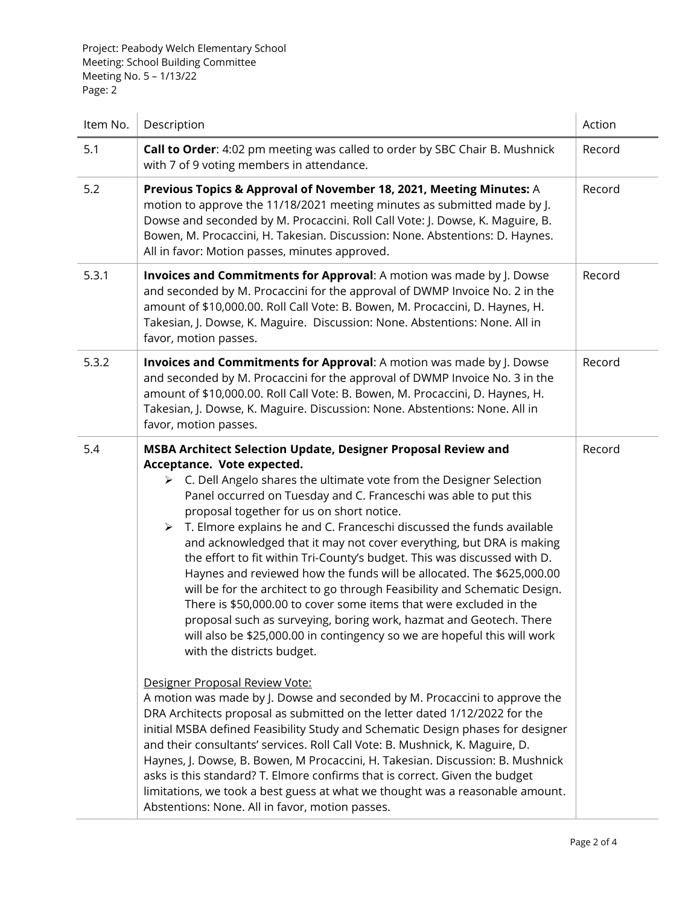Project: Peabody Welch Elementary School
Meeting: School Building Committee
Meeting No. 5 – 1/13/22

| Item No. | Description | Action |
|---|---|---|
| 5.1 | **Call to Order**: 4:02 pm meeting was called to order by SBC Chair B. Mushnick with 7 of 9 voting members in attendance. | Record |
| 5.2 | **Previous Topics & Approval of November 18, 2021, Meeting Minutes:** A motion to approve the 11/18/2021 meeting minutes as submitted made by J. Dowse and seconded by M. Procaccini. Roll Call Vote: J. Dowse, K. Maguire, B. Bowen, M. Procaccini, H. Takesian. Discussion: None. Abstentions: D. Haynes. All in favor: Motion passes, minutes approved. | Record |
| 5.3.1 | **Invoices and Commitments for Approval**: A motion was made by J. Dowse and seconded by M. Procaccini for the approval of DWMP Invoice No. 2 in the amount of $10,000.00. Roll Call Vote: B. Bowen, M. Procaccini, D. Haynes, H. Takesian, J. Dowse, K. Maguire. Discussion: None. Abstentions: None. All in favor, motion passes. | Record |
| 5.3.2 | **Invoices and Commitments for Approval**: A motion was made by J. Dowse and seconded by M. Procaccini for the approval of DWMP Invoice No. 3 in the amount of $10,000.00. Roll Call Vote: B. Bowen, M. Procaccini, D. Haynes, H. Takesian, J. Dowse, K. Maguire. Discussion: None. Abstentions: None. All in favor, motion passes. | Record |
| 5.4 | **MSBA Architect Selection Update, Designer Proposal Review and Acceptance. Vote expected.**<br>➢ C. Dell Angelo shares the ultimate vote from the Designer Selection Panel occurred on Tuesday and C. Franceschi was able to put this proposal together for us on short notice.<br>➢ T. Elmore explains he and C. Franceschi discussed the funds available and acknowledged that it may not cover everything, but DRA is making the effort to fit within Tri-County's budget. This was discussed with D. Haynes and reviewed how the funds will be allocated. The $625,000.00 will be for the architect to go through Feasibility and Schematic Design. There is $50,000.00 to cover some items that were excluded in the proposal such as surveying, boring work, hazmat and Geotech. There will also be $25,000.00 in contingency so we are hopeful this will work with the districts budget.<br><br><u>Designer Proposal Review Vote:</u><br>A motion was made by J. Dowse and seconded by M. Procaccini to approve the DRA Architects proposal as submitted on the letter dated 1/12/2022 for the initial MSBA defined Feasibility Study and Schematic Design phases for designer and their consultants' services. Roll Call Vote: B. Mushnick, K. Maguire, D. Haynes, J. Dowse, B. Bowen, M Procaccini, H. Takesian. Discussion: B. Mushnick asks is this standard? T. Elmore confirms that is correct. Given the budget limitations, we took a best guess at what we thought was a reasonable amount. Abstentions: None. All in favor, motion passes. | Record |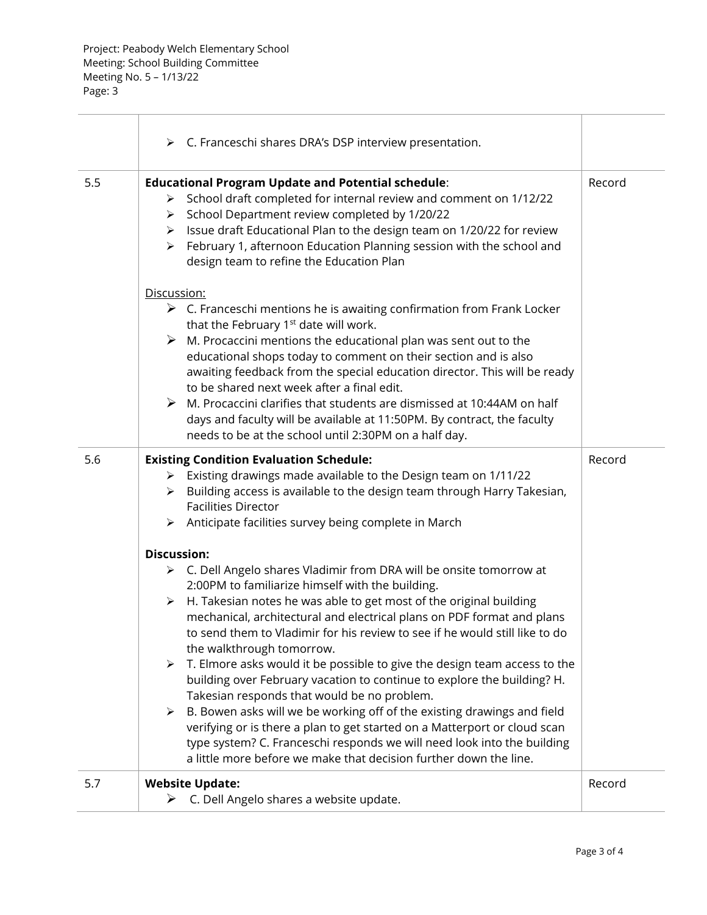Project: Peabody Welch Elementary School
Meeting: School Building Committee
Meeting No. 5 – 1/13/22
Page: 3

| | | |
|---|---|---|
| | ➢ C. Franceschi shares DRA's DSP interview presentation. | |
| 5.5 | **Educational Program Update and Potential schedule**:<br>➢ School draft completed for internal review and comment on 1/12/22<br>➢ School Department review completed by 1/20/22<br>➢ Issue draft Educational Plan to the design team on 1/20/22 for review<br>➢ February 1, afternoon Education Planning session with the school and design team to refine the Education Plan<br><br>Discussion:<br>➢ C. Franceschi mentions he is awaiting confirmation from Frank Locker that the February 1st date will work.<br>➢ M. Procaccini mentions the educational plan was sent out to the educational shops today to comment on their section and is also awaiting feedback from the special education director. This will be ready to be shared next week after a final edit.<br>➢ M. Procaccini clarifies that students are dismissed at 10:44AM on half days and faculty will be available at 11:50PM. By contract, the faculty needs to be at the school until 2:30PM on a half day. | Record |
| 5.6 | **Existing Condition Evaluation Schedule:**<br>➢ Existing drawings made available to the Design team on 1/11/22<br>➢ Building access is available to the design team through Harry Takesian, Facilities Director<br>➢ Anticipate facilities survey being complete in March<br><br>**Discussion:**<br>➢ C. Dell Angelo shares Vladimir from DRA will be onsite tomorrow at 2:00PM to familiarize himself with the building.<br>➢ H. Takesian notes he was able to get most of the original building mechanical, architectural and electrical plans on PDF format and plans to send them to Vladimir for his review to see if he would still like to do the walkthrough tomorrow.<br>➢ T. Elmore asks would it be possible to give the design team access to the building over February vacation to continue to explore the building? H. Takesian responds that would be no problem.<br>➢ B. Bowen asks will we be working off of the existing drawings and field verifying or is there a plan to get started on a Matterport or cloud scan type system? C. Franceschi responds we will need look into the building a little more before we make that decision further down the line. | Record |
| 5.7 | **Website Update:**<br>➢ C. Dell Angelo shares a website update. | Record |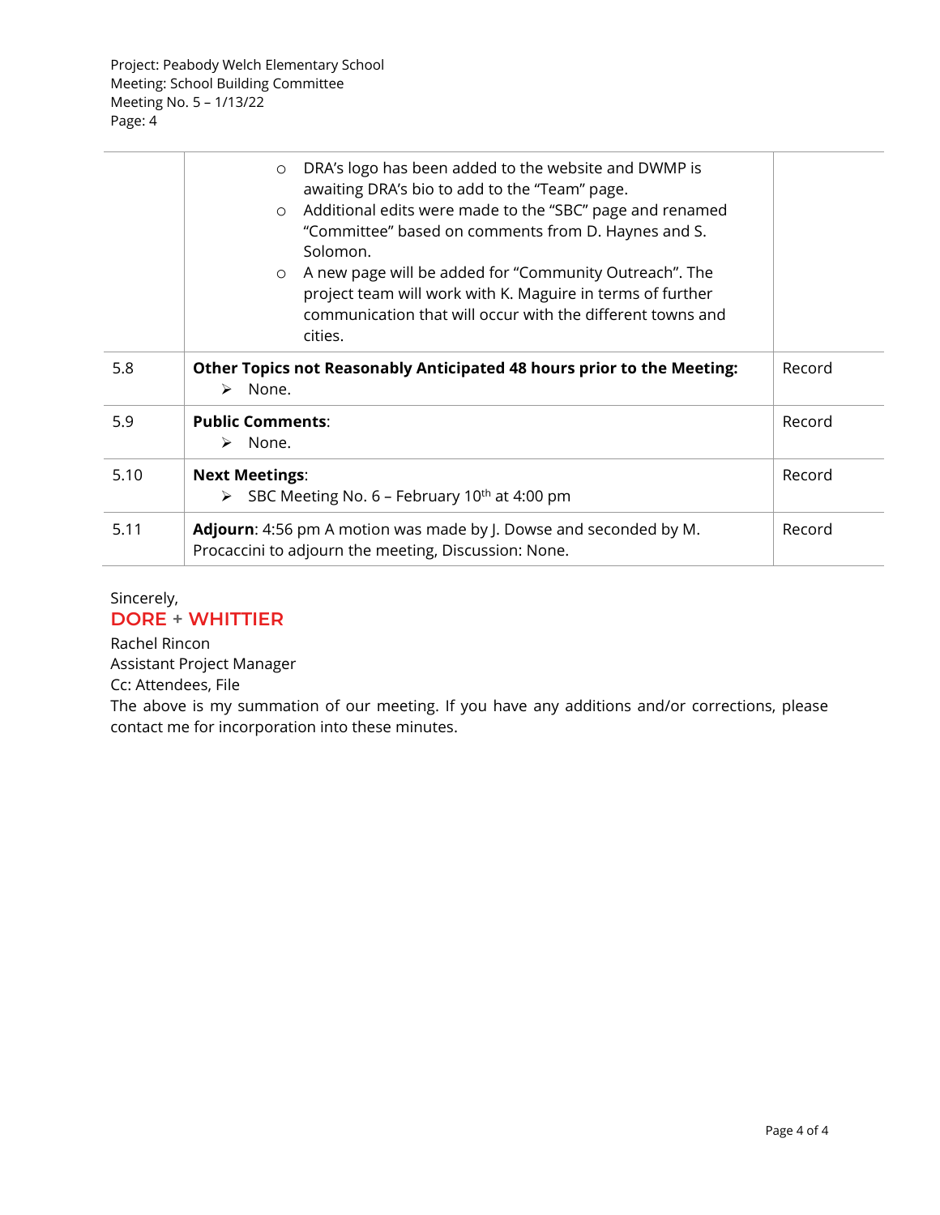| | | |
|---|---|---|
| | ○ DRA's logo has been added to the website and DWMP is awaiting DRA's bio to add to the "Team" page.<br>○ Additional edits were made to the "SBC" page and renamed "Committee" based on comments from D. Haynes and S. Solomon.<br>○ A new page will be added for "Community Outreach". The project team will work with K. Maguire in terms of further communication that will occur with the different towns and cities. | |
| 5.8 | **Other Topics not Reasonably Anticipated 48 hours prior to the Meeting:**<br>➢ None. | Record |
| 5.9 | **Public Comments**:<br>➢ None. | Record |
| 5.10 | **Next Meetings**:<br>➢ SBC Meeting No. 6 – February 10th at 4:00 pm | Record |
| 5.11 | **Adjourn**: 4:56 pm A motion was made by J. Dowse and seconded by M. Procaccini to adjourn the meeting, Discussion: None. | Record |

Sincerely,

**DORE + WHITTIER**

Rachel Rincon
Assistant Project Manager
Cc: Attendees, File

The above is my summation of our meeting. If you have any additions and/or corrections, please contact me for incorporation into these minutes.